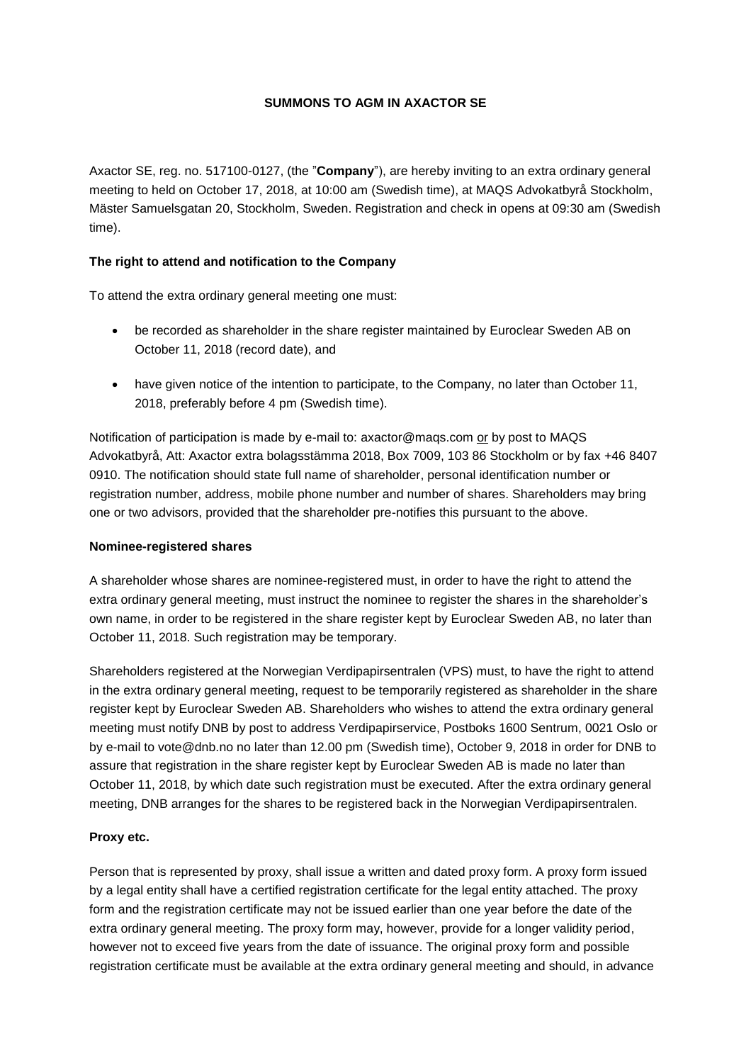# SUMMONS TO AGM IN AXACTOR SE

Axactor SE, reg. no. 517100-0127, (the "**Company**"), are hereby inviting to an extra ordinary general meeting to held on October 17, 2018, at 10:00 am (Swedish time), at MAQS Advokatbyrå Stockholm, Mäster Samuelsgatan 20, Stockholm, Sweden. Registration and check in opens at 09:30 am (Swedish time).

## The right to attend and notification to the Company

To attend the extra ordinary general meeting one must:

- be recorded as shareholder in the share register maintained by Euroclear Sweden AB on October 11, 2018 (record date), and
- have given notice of the intention to participate, to the Company, no later than October 11, 2018, preferably before 4 pm (Swedish time).

Notification of participation is made by e-mail to: axactor@maqs.com or by post to MAQS Advokatbyrå, Att: Axactor extra bolagsstämma 2018, Box 7009, 103 86 Stockholm or by fax +46 8407 0910. The notification should state full name of shareholder, personal identification number or registration number, address, mobile phone number and number of shares. Shareholders may bring one or two advisors, provided that the shareholder pre-notifies this pursuant to the above.

## Nominee-registered shares

A shareholder whose shares are nominee-registered must, in order to have the right to attend the extra ordinary general meeting, must instruct the nominee to register the shares in the shareholder's own name, in order to be registered in the share register kept by Euroclear Sweden AB, no later than October 11, 2018. Such registration may be temporary.

Shareholders registered at the Norwegian Verdipapirsentralen (VPS) must, to have the right to attend in the extra ordinary general meeting, request to be temporarily registered as shareholder in the share register kept by Euroclear Sweden AB. Shareholders who wishes to attend the extra ordinary general meeting must notify DNB by post to address Verdipapirservice, Postboks 1600 Sentrum, 0021 Oslo or by e-mail to vote@dnb.no no later than 12.00 pm (Swedish time), October 9, 2018 in order for DNB to assure that registration in the share register kept by Euroclear Sweden AB is made no later than October 11, 2018, by which date such registration must be executed. After the extra ordinary general meeting, DNB arranges for the shares to be registered back in the Norwegian Verdipapirsentralen.

## Proxy etc.

Person that is represented by proxy, shall issue a written and dated proxy form. A proxy form issued by a legal entity shall have a certified registration certificate for the legal entity attached. The proxy form and the registration certificate may not be issued earlier than one year before the date of the extra ordinary general meeting. The proxy form may, however, provide for a longer validity period, however not to exceed five years from the date of issuance. The original proxy form and possible registration certificate must be available at the extra ordinary general meeting and should, in advance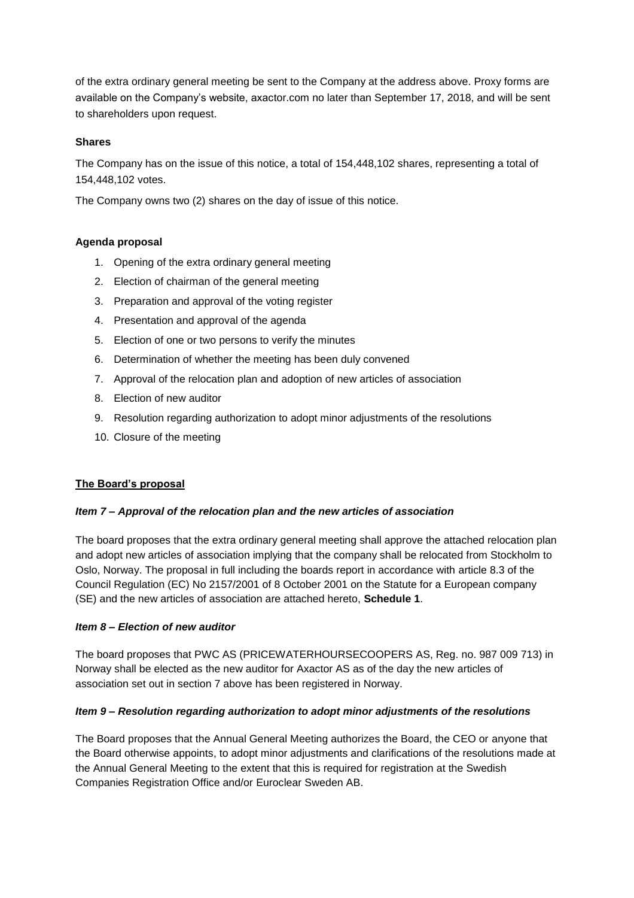of the extra ordinary general meeting be sent to the Company at the address above. Proxy forms are available on the Company's website, axactor.com no later than September 17, 2018, and will be sent to shareholders upon request.

**Shares**

The Company has on the issue of this notice, a total of 154,448,102 shares, representing a total of 154,448,102 votes.

The Company owns two (2) shares on the day of issue of this notice.

**Agenda proposal**

1. Opening of the extra ordinary general meeting
2. Election of chairman of the general meeting
3. Preparation and approval of the voting register
4. Presentation and approval of the agenda
5. Election of one or two persons to verify the minutes
6. Determination of whether the meeting has been duly convened
7. Approval of the relocation plan and adoption of new articles of association
8. Election of new auditor
9. Resolution regarding authorization to adopt minor adjustments of the resolutions
10. Closure of the meeting

**The Board's proposal**

***Item 7 – Approval of the relocation plan and the new articles of association***

The board proposes that the extra ordinary general meeting shall approve the attached relocation plan and adopt new articles of association implying that the company shall be relocated from Stockholm to Oslo, Norway. The proposal in full including the boards report in accordance with article 8.3 of the Council Regulation (EC) No 2157/2001 of 8 October 2001 on the Statute for a European company (SE) and the new articles of association are attached hereto, **Schedule 1**.

***Item 8 – Election of new auditor***

The board proposes that PWC AS (PRICEWATERHOURSECOOPERS AS, Reg. no. 987 009 713) in Norway shall be elected as the new auditor for Axactor AS as of the day the new articles of association set out in section 7 above has been registered in Norway.

***Item 9 – Resolution regarding authorization to adopt minor adjustments of the resolutions***

The Board proposes that the Annual General Meeting authorizes the Board, the CEO or anyone that the Board otherwise appoints, to adopt minor adjustments and clarifications of the resolutions made at the Annual General Meeting to the extent that this is required for registration at the Swedish Companies Registration Office and/or Euroclear Sweden AB.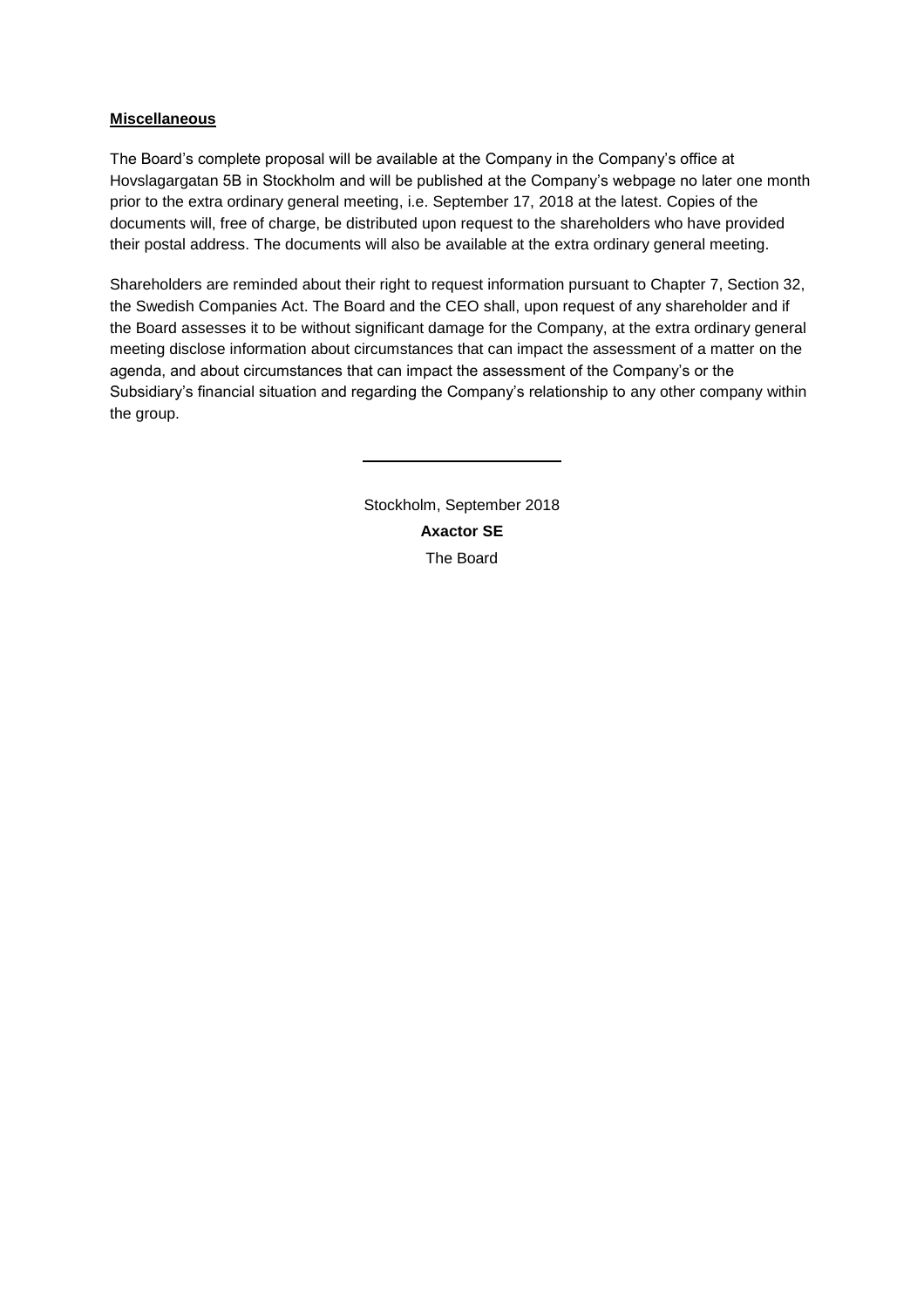**Miscellaneous**

The Board's complete proposal will be available at the Company in the Company's office at Hovslagargatan 5B in Stockholm and will be published at the Company's webpage no later one month prior to the extra ordinary general meeting, i.e. September 17, 2018 at the latest. Copies of the documents will, free of charge, be distributed upon request to the shareholders who have provided their postal address. The documents will also be available at the extra ordinary general meeting.

Shareholders are reminded about their right to request information pursuant to Chapter 7, Section 32, the Swedish Companies Act. The Board and the CEO shall, upon request of any shareholder and if the Board assesses it to be without significant damage for the Company, at the extra ordinary general meeting disclose information about circumstances that can impact the assessment of a matter on the agenda, and about circumstances that can impact the assessment of the Company's or the Subsidiary's financial situation and regarding the Company's relationship to any other company within the group.

---

Stockholm, September 2018

**Axactor SE**

The Board